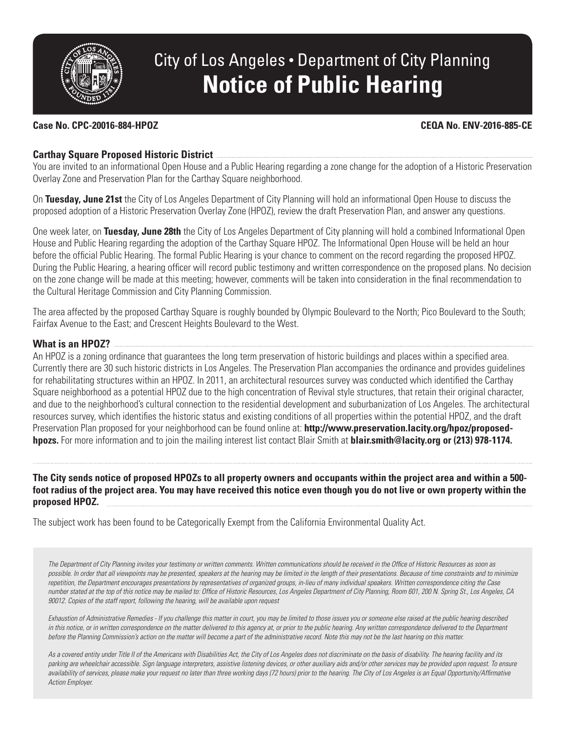# City of Los Angeles • Department of City Planning

# Notice of Public Hearing

**Case No. CPC-20016-884-HPOZ** **CEQA No. ENV-2016-885-CE**

## Carthay Square Proposed Historic District

You are invited to an informational Open House and a Public Hearing regarding a zone change for the adoption of a Historic Preservation Overlay Zone and Preservation Plan for the Carthay Square neighborhood.

On **Tuesday, June 21st** the City of Los Angeles Department of City Planning will hold an informational Open House to discuss the proposed adoption of a Historic Preservation Overlay Zone (HPOZ), review the draft Preservation Plan, and answer any questions.

One week later, on **Tuesday, June 28th** the City of Los Angeles Department of City planning will hold a combined Informational Open House and Public Hearing regarding the adoption of the Carthay Square HPOZ. The Informational Open House will be held an hour before the official Public Hearing. The formal Public Hearing is your chance to comment on the record regarding the proposed HPOZ. During the Public Hearing, a hearing officer will record public testimony and written correspondence on the proposed plans. No decision on the zone change will be made at this meeting; however, comments will be taken into consideration in the final recommendation to the Cultural Heritage Commission and City Planning Commission.

The area affected by the proposed Carthay Square is roughly bounded by Olympic Boulevard to the North; Pico Boulevard to the South; Fairfax Avenue to the East; and Crescent Heights Boulevard to the West.

## What is an HPOZ?

An HPOZ is a zoning ordinance that guarantees the long term preservation of historic buildings and places within a specified area. Currently there are 30 such historic districts in Los Angeles. The Preservation Plan accompanies the ordinance and provides guidelines for rehabilitating structures within an HPOZ. In 2011, an architectural resources survey was conducted which identified the Carthay Square neighborhood as a potential HPOZ due to the high concentration of Revival style structures, that retain their original character, and due to the neighborhood's cultural connection to the residential development and suburbanization of Los Angeles. The architectural resources survey, which identifies the historic status and existing conditions of all properties within the potential HPOZ, and the draft Preservation Plan proposed for your neighborhood can be found online at: **http://www.preservation.lacity.org/hpoz/proposed-hpozs.** For more information and to join the mailing interest list contact Blair Smith at **blair.smith@lacity.org or (213) 978-1174.**

**The City sends notice of proposed HPOZs to all property owners and occupants within the project area and within a 500-foot radius of the project area. You may have received this notice even though you do not live or own property within the proposed HPOZ.**

The subject work has been found to be Categorically Exempt from the California Environmental Quality Act.

*The Department of City Planning invites your testimony or written comments. Written communications should be received in the Office of Historic Resources as soon as possible. In order that all viewpoints may be presented, speakers at the hearing may be limited in the length of their presentations. Because of time constraints and to minimize repetition, the Department encourages presentations by representatives of organized groups, in-lieu of many individual speakers. Written correspondence citing the Case number stated at the top of this notice may be mailed to: Office of Historic Resources, Los Angeles Department of City Planning, Room 601, 200 N. Spring St., Los Angeles, CA 90012. Copies of the staff report, following the hearing, will be available upon request*

*Exhaustion of Administrative Remedies - If you challenge this matter in court, you may be limited to those issues you or someone else raised at the public hearing described in this notice, or in written correspondence on the matter delivered to this agency at, or prior to the public hearing. Any written correspondence delivered to the Department before the Planning Commission's action on the matter will become a part of the administrative record. Note this may not be the last hearing on this matter.*

*As a covered entity under Title II of the Americans with Disabilities Act, the City of Los Angeles does not discriminate on the basis of disability. The hearing facility and its parking are wheelchair accessible. Sign language interpreters, assistive listening devices, or other auxiliary aids and/or other services may be provided upon request. To ensure availability of services, please make your request no later than three working days (72 hours) prior to the hearing. The City of Los Angeles is an Equal Opportunity/Affirmative Action Employer.*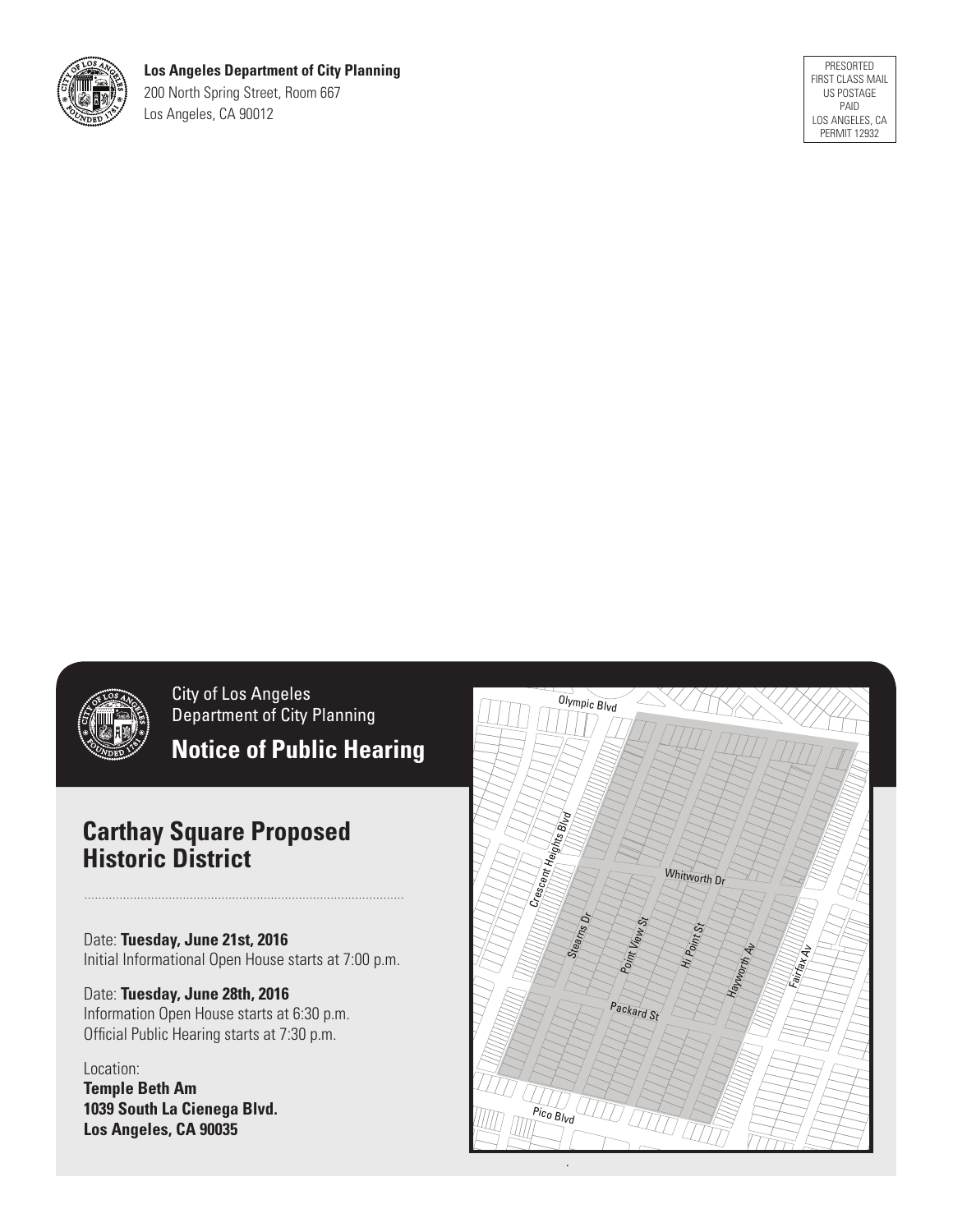**Los Angeles Department of City Planning**
200 North Spring Street, Room 667
Los Angeles, CA 90012

PRESORTED
FIRST CLASS MAIL
US POSTAGE
PAID
LOS ANGELES, CA
PERMIT 12932

City of Los Angeles
Department of City Planning

## Notice of Public Hearing

# Carthay Square Proposed Historic District

Date: **Tuesday, June 21st, 2016**
Initial Informational Open House starts at 7:00 p.m.

Date: **Tuesday, June 28th, 2016**
Information Open House starts at 6:30 p.m.
Official Public Hearing starts at 7:30 p.m.

Location:
**Temple Beth Am**
**1039 South La Cienega Blvd.**
**Los Angeles, CA 90035**

Olympic Blvd
Crescent Heights Blvd
Whitworth Dr
Stearns Dr
Point View St
Hi Point St
Hayworth Av
Fairfax Av
Packard St
Pico Blvd